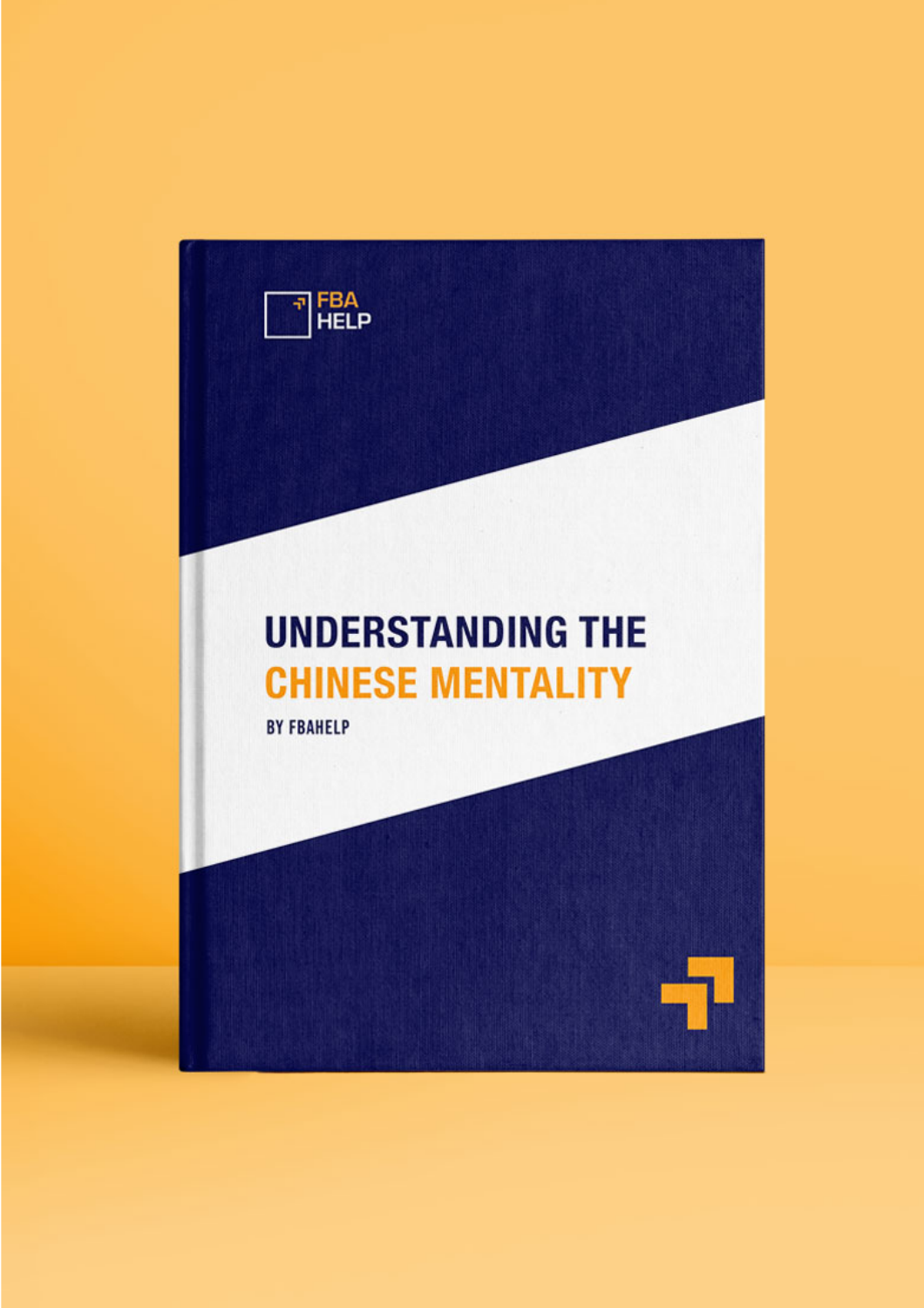FBA HELP

# UNDERSTANDING THE CHINESE MENTALITY

BY FBAHELP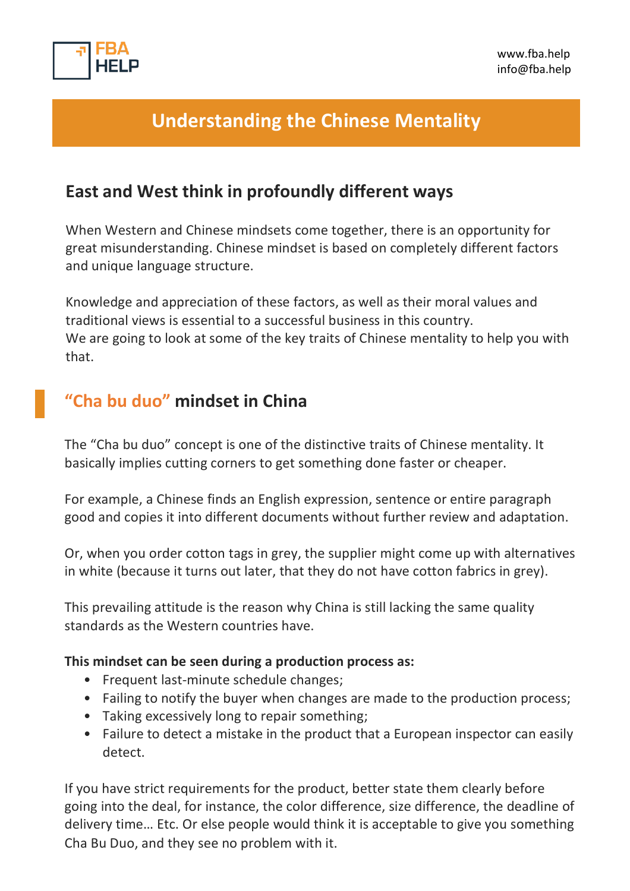# Understanding the Chinese Mentality

## East and West think in profoundly different ways

When Western and Chinese mindsets come together, there is an opportunity for great misunderstanding. Chinese mindset is based on completely different factors and unique language structure.

Knowledge and appreciation of these factors, as well as their moral values and traditional views is essential to a successful business in this country.
We are going to look at some of the key traits of Chinese mentality to help you with that.

## "Cha bu duo" mindset in China

The "Cha bu duo" concept is one of the distinctive traits of Chinese mentality. It basically implies cutting corners to get something done faster or cheaper.

For example, a Chinese finds an English expression, sentence or entire paragraph good and copies it into different documents without further review and adaptation.

Or, when you order cotton tags in grey, the supplier might come up with alternatives in white (because it turns out later, that they do not have cotton fabrics in grey).

This prevailing attitude is the reason why China is still lacking the same quality standards as the Western countries have.

**This mindset can be seen during a production process as:**

- Frequent last-minute schedule changes;
- Failing to notify the buyer when changes are made to the production process;
- Taking excessively long to repair something;
- Failure to detect a mistake in the product that a European inspector can easily detect.

If you have strict requirements for the product, better state them clearly before going into the deal, for instance, the color difference, size difference, the deadline of delivery time… Etc. Or else people would think it is acceptable to give you something Cha Bu Duo, and they see no problem with it.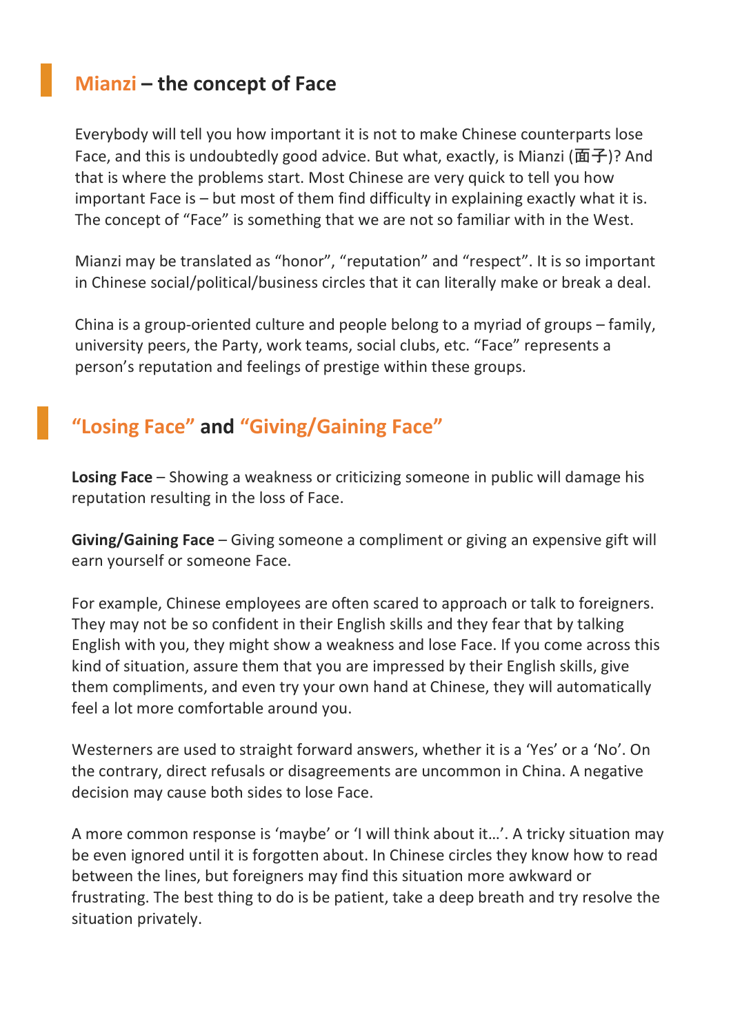## Mianzi – the concept of Face

Everybody will tell you how important it is not to make Chinese counterparts lose Face, and this is undoubtedly good advice. But what, exactly, is Mianzi (面子)? And that is where the problems start. Most Chinese are very quick to tell you how important Face is – but most of them find difficulty in explaining exactly what it is. The concept of "Face" is something that we are not so familiar with in the West.

Mianzi may be translated as "honor", "reputation" and "respect". It is so important in Chinese social/political/business circles that it can literally make or break a deal.

China is a group-oriented culture and people belong to a myriad of groups – family, university peers, the Party, work teams, social clubs, etc. "Face" represents a person's reputation and feelings of prestige within these groups.

## "Losing Face" and "Giving/Gaining Face"

**Losing Face** – Showing a weakness or criticizing someone in public will damage his reputation resulting in the loss of Face.

**Giving/Gaining Face** – Giving someone a compliment or giving an expensive gift will earn yourself or someone Face.

For example, Chinese employees are often scared to approach or talk to foreigners. They may not be so confident in their English skills and they fear that by talking English with you, they might show a weakness and lose Face. If you come across this kind of situation, assure them that you are impressed by their English skills, give them compliments, and even try your own hand at Chinese, they will automatically feel a lot more comfortable around you.

Westerners are used to straight forward answers, whether it is a 'Yes' or a 'No'. On the contrary, direct refusals or disagreements are uncommon in China. A negative decision may cause both sides to lose Face.

A more common response is 'maybe' or 'I will think about it…'. A tricky situation may be even ignored until it is forgotten about. In Chinese circles they know how to read between the lines, but foreigners may find this situation more awkward or frustrating. The best thing to do is be patient, take a deep breath and try resolve the situation privately.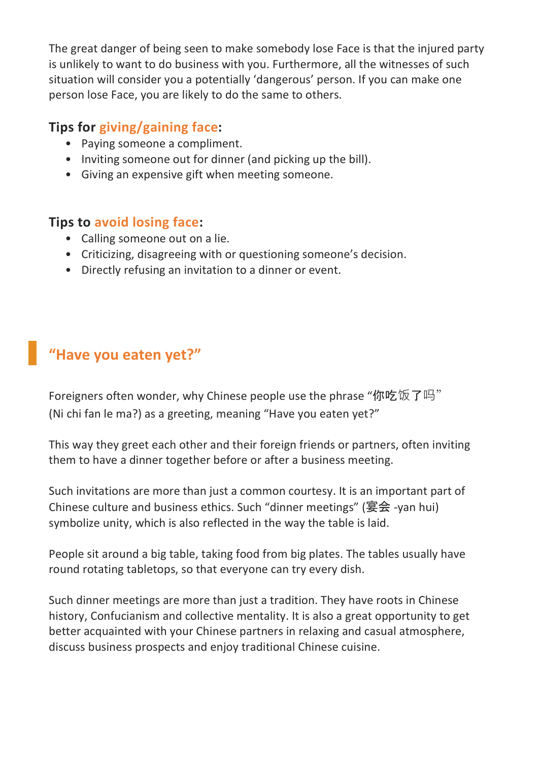The great danger of being seen to make somebody lose Face is that the injured party is unlikely to want to do business with you. Furthermore, all the witnesses of such situation will consider you a potentially 'dangerous' person. If you can make one person lose Face, you are likely to do the same to others.

### Tips for giving/gaining face:

- Paying someone a compliment.
- Inviting someone out for dinner (and picking up the bill).
- Giving an expensive gift when meeting someone.

### Tips to avoid losing face:

- Calling someone out on a lie.
- Criticizing, disagreeing with or questioning someone's decision.
- Directly refusing an invitation to a dinner or event.

## "Have you eaten yet?"

Foreigners often wonder, why Chinese people use the phrase "你吃饭了吗" (Ni chi fan le ma?) as a greeting, meaning "Have you eaten yet?"

This way they greet each other and their foreign friends or partners, often inviting them to have a dinner together before or after a business meeting.

Such invitations are more than just a common courtesy. It is an important part of Chinese culture and business ethics. Such "dinner meetings" (宴会 -yan hui) symbolize unity, which is also reflected in the way the table is laid.

People sit around a big table, taking food from big plates. The tables usually have round rotating tabletops, so that everyone can try every dish.

Such dinner meetings are more than just a tradition. They have roots in Chinese history, Confucianism and collective mentality. It is also a great opportunity to get better acquainted with your Chinese partners in relaxing and casual atmosphere, discuss business prospects and enjoy traditional Chinese cuisine.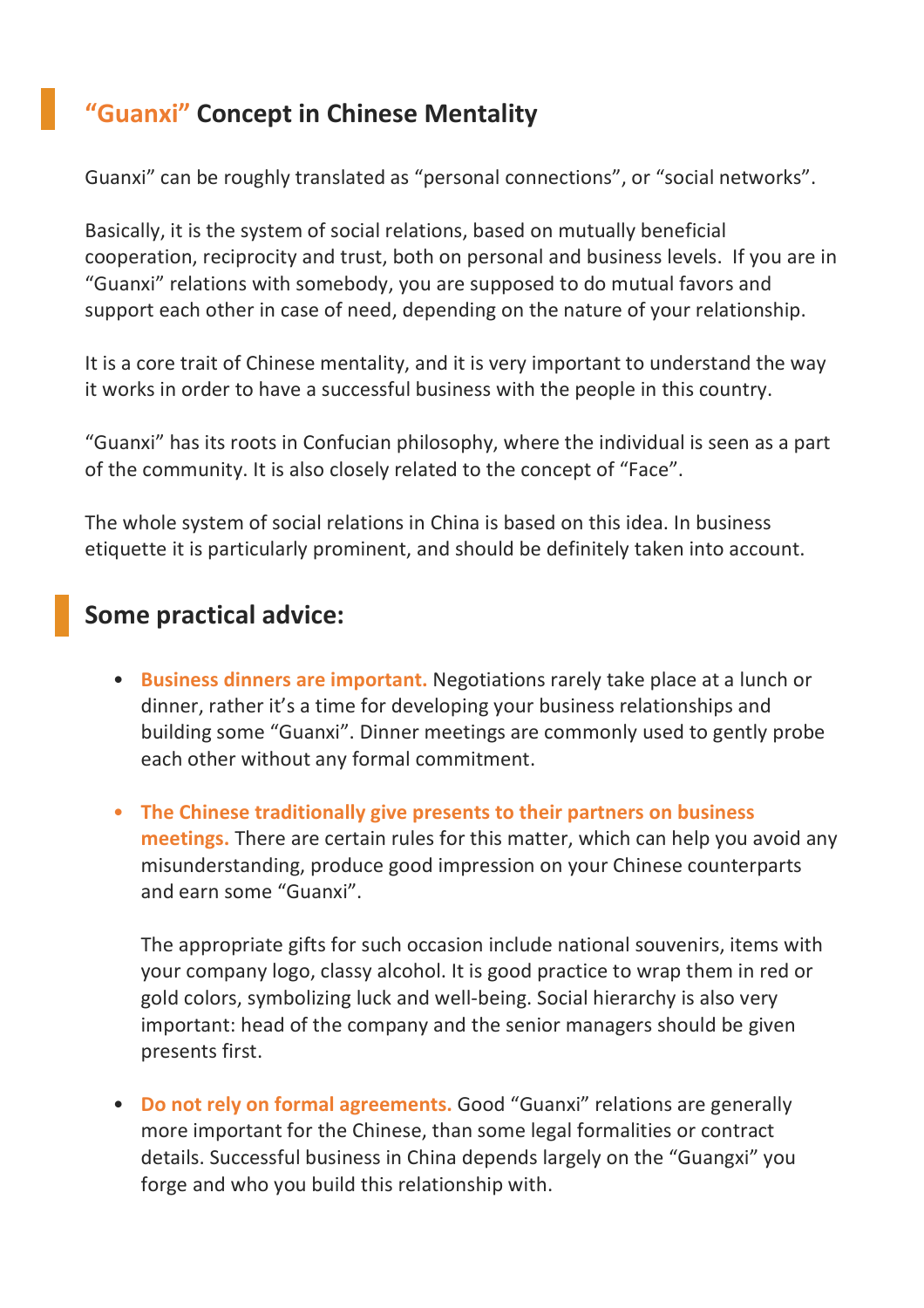## “Guanxi” Concept in Chinese Mentality

Guanxi” can be roughly translated as “personal connections”, or “social networks”.

Basically, it is the system of social relations, based on mutually beneficial cooperation, reciprocity and trust, both on personal and business levels. If you are in “Guanxi” relations with somebody, you are supposed to do mutual favors and support each other in case of need, depending on the nature of your relationship.

It is a core trait of Chinese mentality, and it is very important to understand the way it works in order to have a successful business with the people in this country.

“Guanxi” has its roots in Confucian philosophy, where the individual is seen as a part of the community. It is also closely related to the concept of “Face”.

The whole system of social relations in China is based on this idea. In business etiquette it is particularly prominent, and should be definitely taken into account.

## Some practical advice:

- **Business dinners are important.** Negotiations rarely take place at a lunch or dinner, rather it’s a time for developing your business relationships and building some “Guanxi”. Dinner meetings are commonly used to gently probe each other without any formal commitment.

- **The Chinese traditionally give presents to their partners on business meetings.** There are certain rules for this matter, which can help you avoid any misunderstanding, produce good impression on your Chinese counterparts and earn some “Guanxi”.

  The appropriate gifts for such occasion include national souvenirs, items with your company logo, classy alcohol. It is good practice to wrap them in red or gold colors, symbolizing luck and well-being. Social hierarchy is also very important: head of the company and the senior managers should be given presents first.

- **Do not rely on formal agreements.** Good “Guanxi” relations are generally more important for the Chinese, than some legal formalities or contract details. Successful business in China depends largely on the “Guangxi” you forge and who you build this relationship with.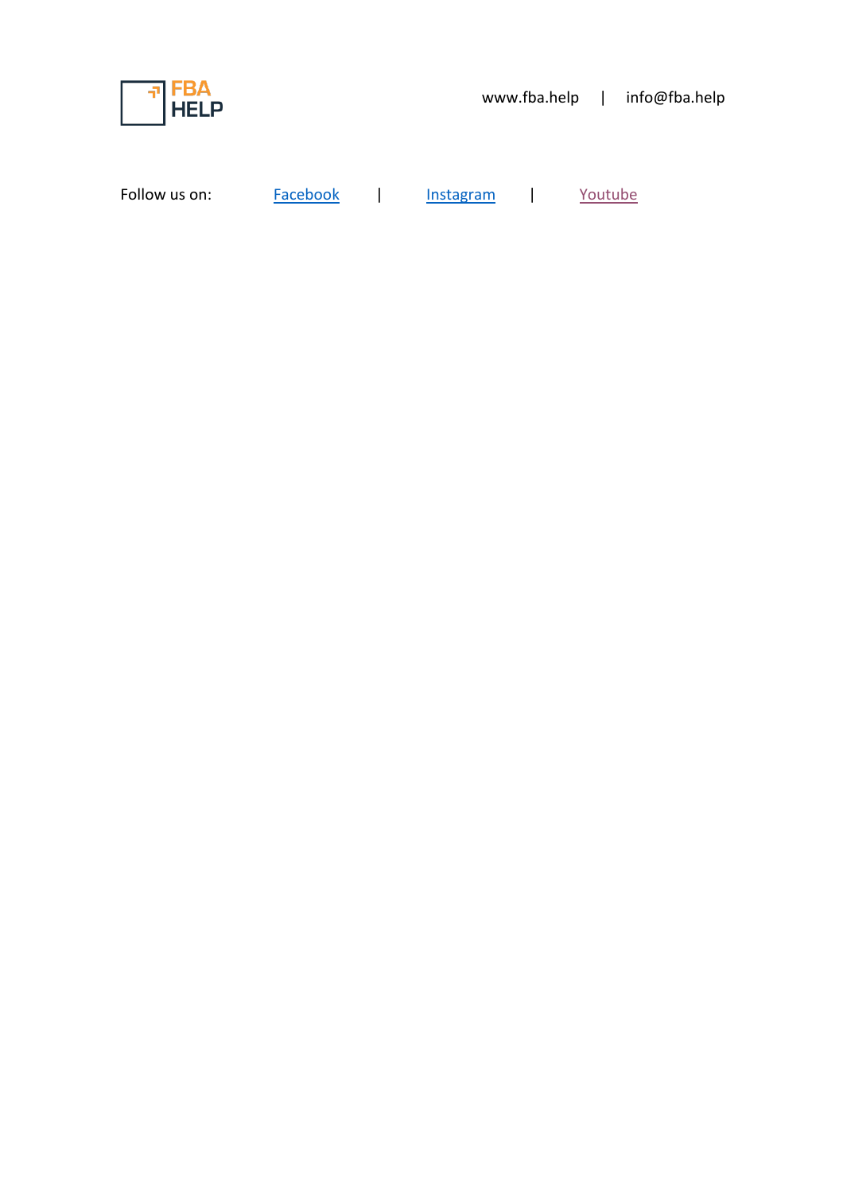FBA HELP

www.fba.help | info@fba.help

Follow us on: Facebook | Instagram | Youtube